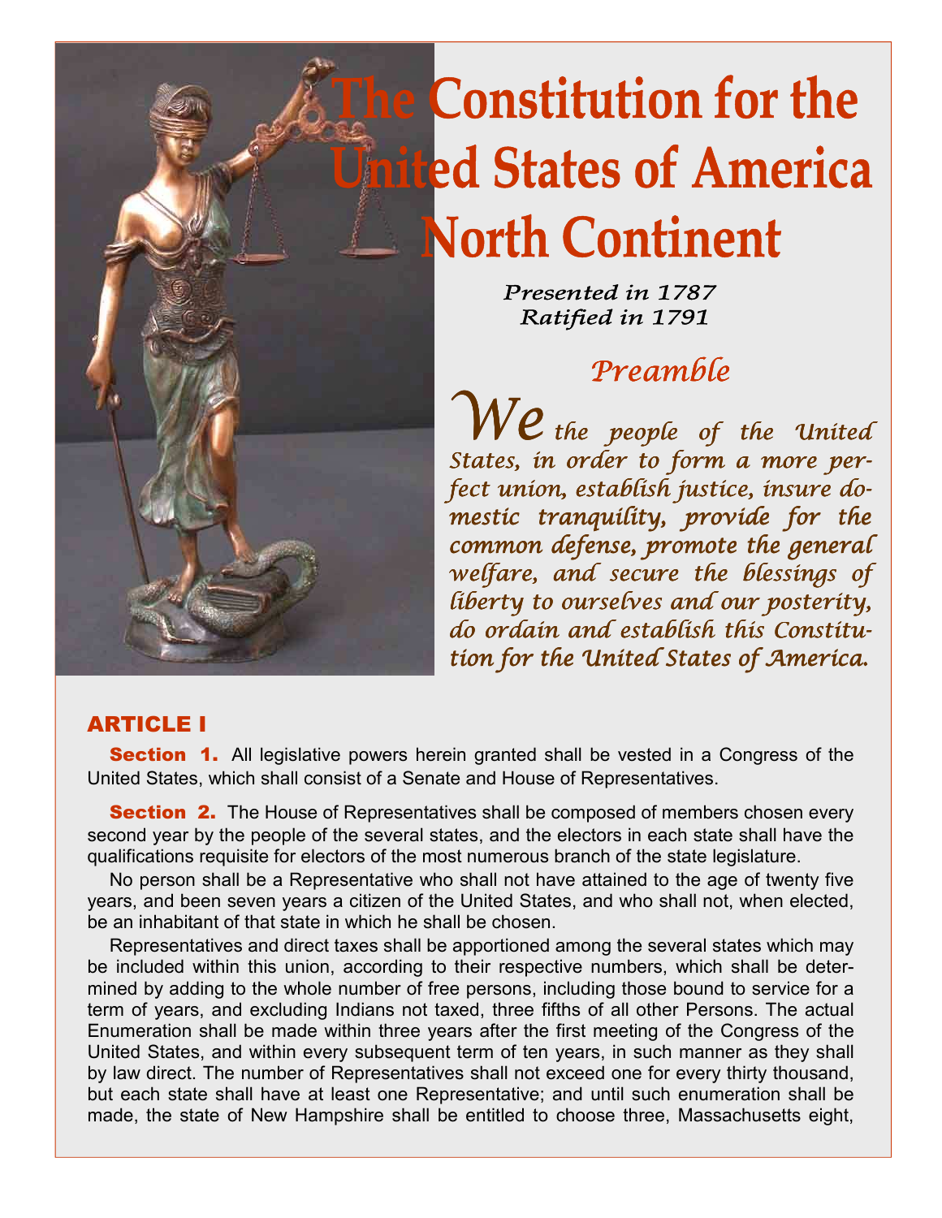# The Constitution for the United States of America North Continent

*Presented in 1787*
*Ratified in 1791*

## *Preamble*

*We the people of the United States, in order to form a more perfect union, establish justice, insure domestic tranquility, provide for the common defense, promote the general welfare, and secure the blessings of liberty to ourselves and our posterity, do ordain and establish this Constitution for the United States of America.*

## ARTICLE I

**Section 1.** All legislative powers herein granted shall be vested in a Congress of the United States, which shall consist of a Senate and House of Representatives.

**Section 2.** The House of Representatives shall be composed of members chosen every second year by the people of the several states, and the electors in each state shall have the qualifications requisite for electors of the most numerous branch of the state legislature.

No person shall be a Representative who shall not have attained to the age of twenty five years, and been seven years a citizen of the United States, and who shall not, when elected, be an inhabitant of that state in which he shall be chosen.

Representatives and direct taxes shall be apportioned among the several states which may be included within this union, according to their respective numbers, which shall be determined by adding to the whole number of free persons, including those bound to service for a term of years, and excluding Indians not taxed, three fifths of all other Persons. The actual Enumeration shall be made within three years after the first meeting of the Congress of the United States, and within every subsequent term of ten years, in such manner as they shall by law direct. The number of Representatives shall not exceed one for every thirty thousand, but each state shall have at least one Representative; and until such enumeration shall be made, the state of New Hampshire shall be entitled to choose three, Massachusetts eight,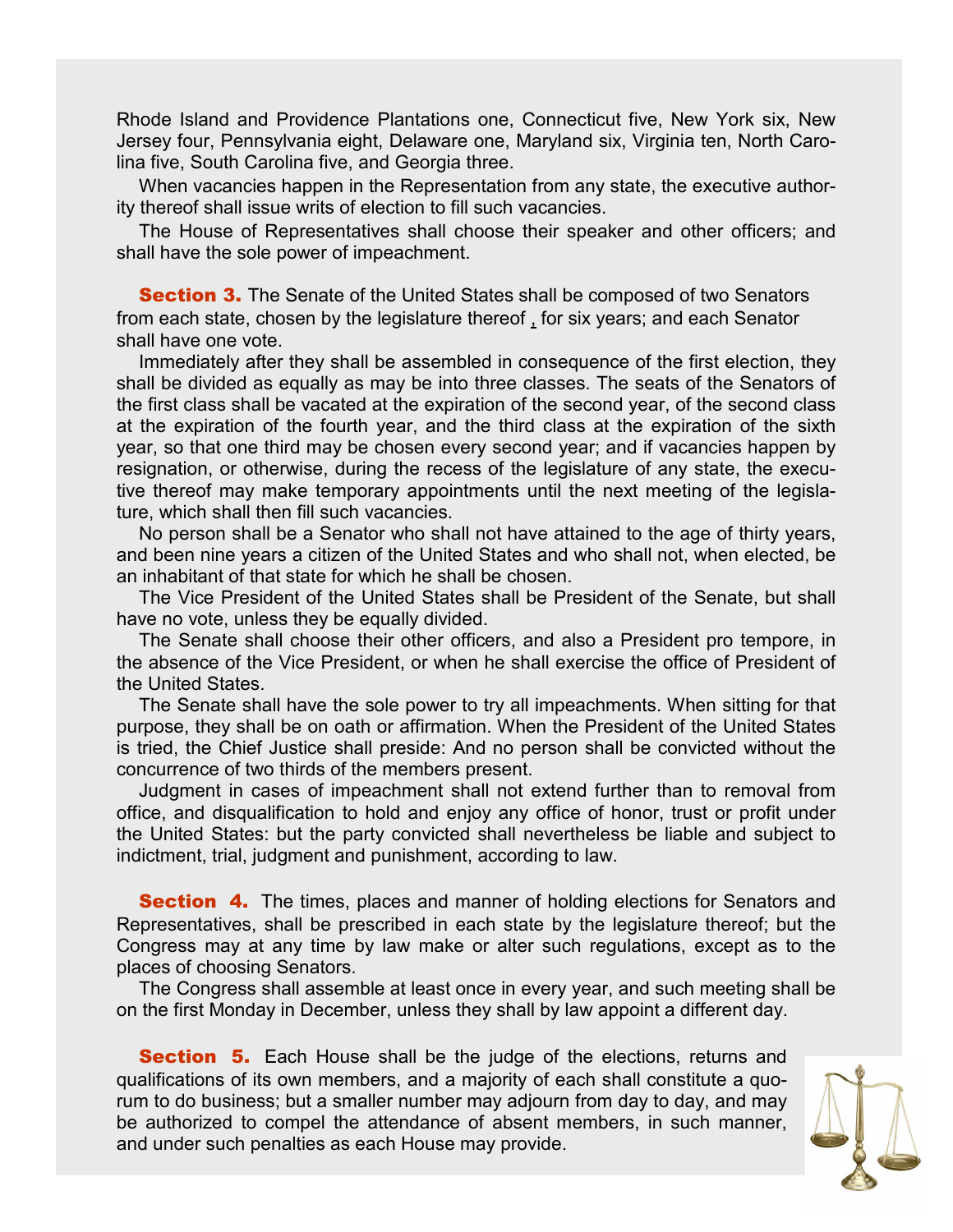Rhode Island and Providence Plantations one, Connecticut five, New York six, New Jersey four, Pennsylvania eight, Delaware one, Maryland six, Virginia ten, North Carolina five, South Carolina five, and Georgia three.

When vacancies happen in the Representation from any state, the executive authority thereof shall issue writs of election to fill such vacancies.

The House of Representatives shall choose their speaker and other officers; and shall have the sole power of impeachment.

**Section 3.** The Senate of the United States shall be composed of two Senators from each state, chosen by the legislature thereof , for six years; and each Senator shall have one vote.

Immediately after they shall be assembled in consequence of the first election, they shall be divided as equally as may be into three classes. The seats of the Senators of the first class shall be vacated at the expiration of the second year, of the second class at the expiration of the fourth year, and the third class at the expiration of the sixth year, so that one third may be chosen every second year; and if vacancies happen by resignation, or otherwise, during the recess of the legislature of any state, the executive thereof may make temporary appointments until the next meeting of the legislature, which shall then fill such vacancies.

No person shall be a Senator who shall not have attained to the age of thirty years, and been nine years a citizen of the United States and who shall not, when elected, be an inhabitant of that state for which he shall be chosen.

The Vice President of the United States shall be President of the Senate, but shall have no vote, unless they be equally divided.

The Senate shall choose their other officers, and also a President pro tempore, in the absence of the Vice President, or when he shall exercise the office of President of the United States.

The Senate shall have the sole power to try all impeachments. When sitting for that purpose, they shall be on oath or affirmation. When the President of the United States is tried, the Chief Justice shall preside: And no person shall be convicted without the concurrence of two thirds of the members present.

Judgment in cases of impeachment shall not extend further than to removal from office, and disqualification to hold and enjoy any office of honor, trust or profit under the United States: but the party convicted shall nevertheless be liable and subject to indictment, trial, judgment and punishment, according to law.

**Section 4.** The times, places and manner of holding elections for Senators and Representatives, shall be prescribed in each state by the legislature thereof; but the Congress may at any time by law make or alter such regulations, except as to the places of choosing Senators.

The Congress shall assemble at least once in every year, and such meeting shall be on the first Monday in December, unless they shall by law appoint a different day.

**Section 5.** Each House shall be the judge of the elections, returns and qualifications of its own members, and a majority of each shall constitute a quorum to do business; but a smaller number may adjourn from day to day, and may be authorized to compel the attendance of absent members, in such manner, and under such penalties as each House may provide.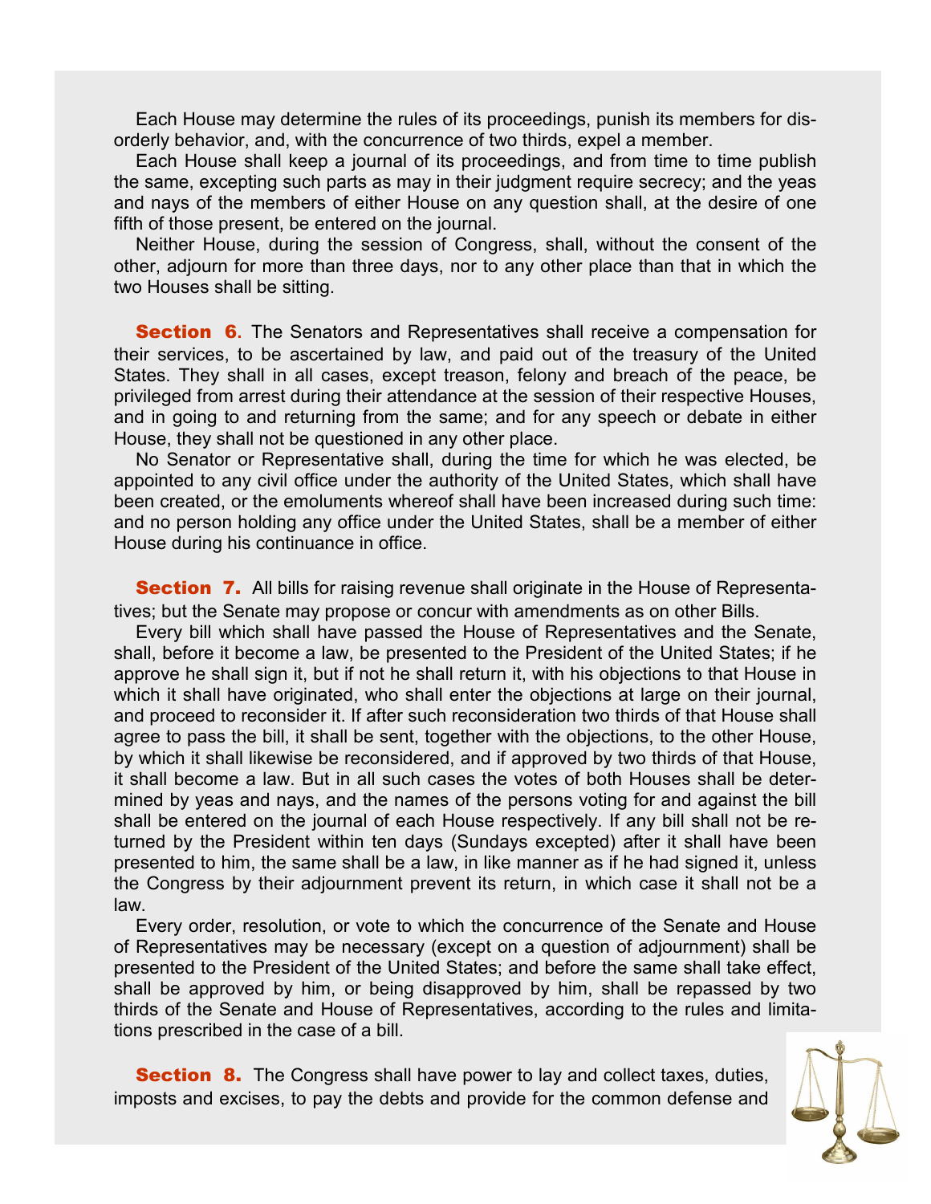Each House may determine the rules of its proceedings, punish its members for disorderly behavior, and, with the concurrence of two thirds, expel a member.

Each House shall keep a journal of its proceedings, and from time to time publish the same, excepting such parts as may in their judgment require secrecy; and the yeas and nays of the members of either House on any question shall, at the desire of one fifth of those present, be entered on the journal.

Neither House, during the session of Congress, shall, without the consent of the other, adjourn for more than three days, nor to any other place than that in which the two Houses shall be sitting.

**Section 6.** The Senators and Representatives shall receive a compensation for their services, to be ascertained by law, and paid out of the treasury of the United States. They shall in all cases, except treason, felony and breach of the peace, be privileged from arrest during their attendance at the session of their respective Houses, and in going to and returning from the same; and for any speech or debate in either House, they shall not be questioned in any other place.

No Senator or Representative shall, during the time for which he was elected, be appointed to any civil office under the authority of the United States, which shall have been created, or the emoluments whereof shall have been increased during such time: and no person holding any office under the United States, shall be a member of either House during his continuance in office.

**Section 7.** All bills for raising revenue shall originate in the House of Representatives; but the Senate may propose or concur with amendments as on other Bills.

Every bill which shall have passed the House of Representatives and the Senate, shall, before it become a law, be presented to the President of the United States; if he approve he shall sign it, but if not he shall return it, with his objections to that House in which it shall have originated, who shall enter the objections at large on their journal, and proceed to reconsider it. If after such reconsideration two thirds of that House shall agree to pass the bill, it shall be sent, together with the objections, to the other House, by which it shall likewise be reconsidered, and if approved by two thirds of that House, it shall become a law. But in all such cases the votes of both Houses shall be determined by yeas and nays, and the names of the persons voting for and against the bill shall be entered on the journal of each House respectively. If any bill shall not be returned by the President within ten days (Sundays excepted) after it shall have been presented to him, the same shall be a law, in like manner as if he had signed it, unless the Congress by their adjournment prevent its return, in which case it shall not be a law.

Every order, resolution, or vote to which the concurrence of the Senate and House of Representatives may be necessary (except on a question of adjournment) shall be presented to the President of the United States; and before the same shall take effect, shall be approved by him, or being disapproved by him, shall be repassed by two thirds of the Senate and House of Representatives, according to the rules and limitations prescribed in the case of a bill.

**Section 8.** The Congress shall have power to lay and collect taxes, duties, imposts and excises, to pay the debts and provide for the common defense and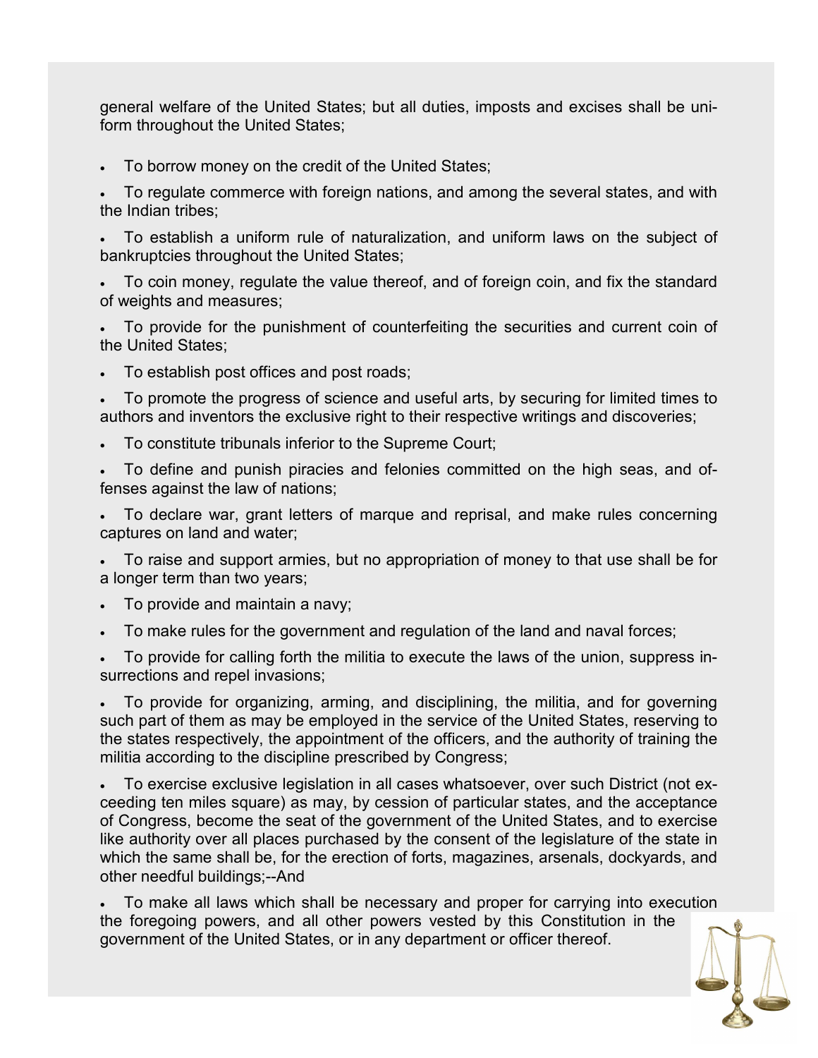general welfare of the United States; but all duties, imposts and excises shall be uniform throughout the United States;

- To borrow money on the credit of the United States;
- To regulate commerce with foreign nations, and among the several states, and with the Indian tribes;
- To establish a uniform rule of naturalization, and uniform laws on the subject of bankruptcies throughout the United States;
- To coin money, regulate the value thereof, and of foreign coin, and fix the standard of weights and measures;
- To provide for the punishment of counterfeiting the securities and current coin of the United States;
- To establish post offices and post roads;
- To promote the progress of science and useful arts, by securing for limited times to authors and inventors the exclusive right to their respective writings and discoveries;
- To constitute tribunals inferior to the Supreme Court;
- To define and punish piracies and felonies committed on the high seas, and offenses against the law of nations;
- To declare war, grant letters of marque and reprisal, and make rules concerning captures on land and water;
- To raise and support armies, but no appropriation of money to that use shall be for a longer term than two years;
- To provide and maintain a navy;
- To make rules for the government and regulation of the land and naval forces;
- To provide for calling forth the militia to execute the laws of the union, suppress insurrections and repel invasions;
- To provide for organizing, arming, and disciplining, the militia, and for governing such part of them as may be employed in the service of the United States, reserving to the states respectively, the appointment of the officers, and the authority of training the militia according to the discipline prescribed by Congress;
- To exercise exclusive legislation in all cases whatsoever, over such District (not exceeding ten miles square) as may, by cession of particular states, and the acceptance of Congress, become the seat of the government of the United States, and to exercise like authority over all places purchased by the consent of the legislature of the state in which the same shall be, for the erection of forts, magazines, arsenals, dockyards, and other needful buildings;--And
- To make all laws which shall be necessary and proper for carrying into execution the foregoing powers, and all other powers vested by this Constitution in the government of the United States, or in any department or officer thereof.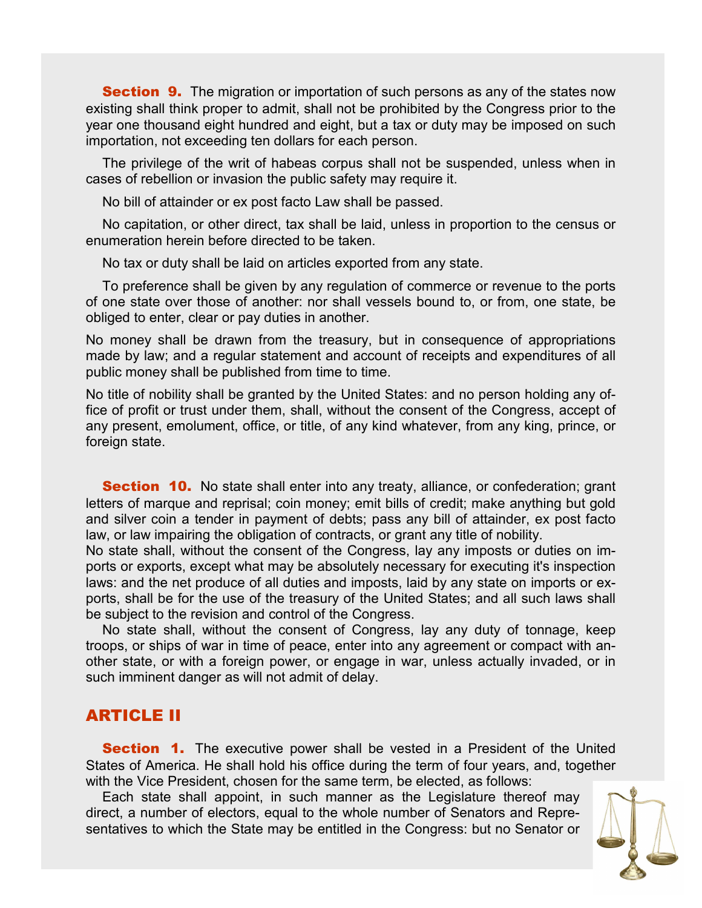**Section 9.** The migration or importation of such persons as any of the states now existing shall think proper to admit, shall not be prohibited by the Congress prior to the year one thousand eight hundred and eight, but a tax or duty may be imposed on such importation, not exceeding ten dollars for each person.

The privilege of the writ of habeas corpus shall not be suspended, unless when in cases of rebellion or invasion the public safety may require it.

No bill of attainder or ex post facto Law shall be passed.

No capitation, or other direct, tax shall be laid, unless in proportion to the census or enumeration herein before directed to be taken.

No tax or duty shall be laid on articles exported from any state.

To preference shall be given by any regulation of commerce or revenue to the ports of one state over those of another: nor shall vessels bound to, or from, one state, be obliged to enter, clear or pay duties in another.

No money shall be drawn from the treasury, but in consequence of appropriations made by law; and a regular statement and account of receipts and expenditures of all public money shall be published from time to time.

No title of nobility shall be granted by the United States: and no person holding any office of profit or trust under them, shall, without the consent of the Congress, accept of any present, emolument, office, or title, of any kind whatever, from any king, prince, or foreign state.

**Section 10.** No state shall enter into any treaty, alliance, or confederation; grant letters of marque and reprisal; coin money; emit bills of credit; make anything but gold and silver coin a tender in payment of debts; pass any bill of attainder, ex post facto law, or law impairing the obligation of contracts, or grant any title of nobility.

No state shall, without the consent of the Congress, lay any imposts or duties on imports or exports, except what may be absolutely necessary for executing it's inspection laws: and the net produce of all duties and imposts, laid by any state on imports or exports, shall be for the use of the treasury of the United States; and all such laws shall be subject to the revision and control of the Congress.

No state shall, without the consent of Congress, lay any duty of tonnage, keep troops, or ships of war in time of peace, enter into any agreement or compact with another state, or with a foreign power, or engage in war, unless actually invaded, or in such imminent danger as will not admit of delay.

## ARTICLE II

**Section 1.** The executive power shall be vested in a President of the United States of America. He shall hold his office during the term of four years, and, together with the Vice President, chosen for the same term, be elected, as follows:

Each state shall appoint, in such manner as the Legislature thereof may direct, a number of electors, equal to the whole number of Senators and Representatives to which the State may be entitled in the Congress: but no Senator or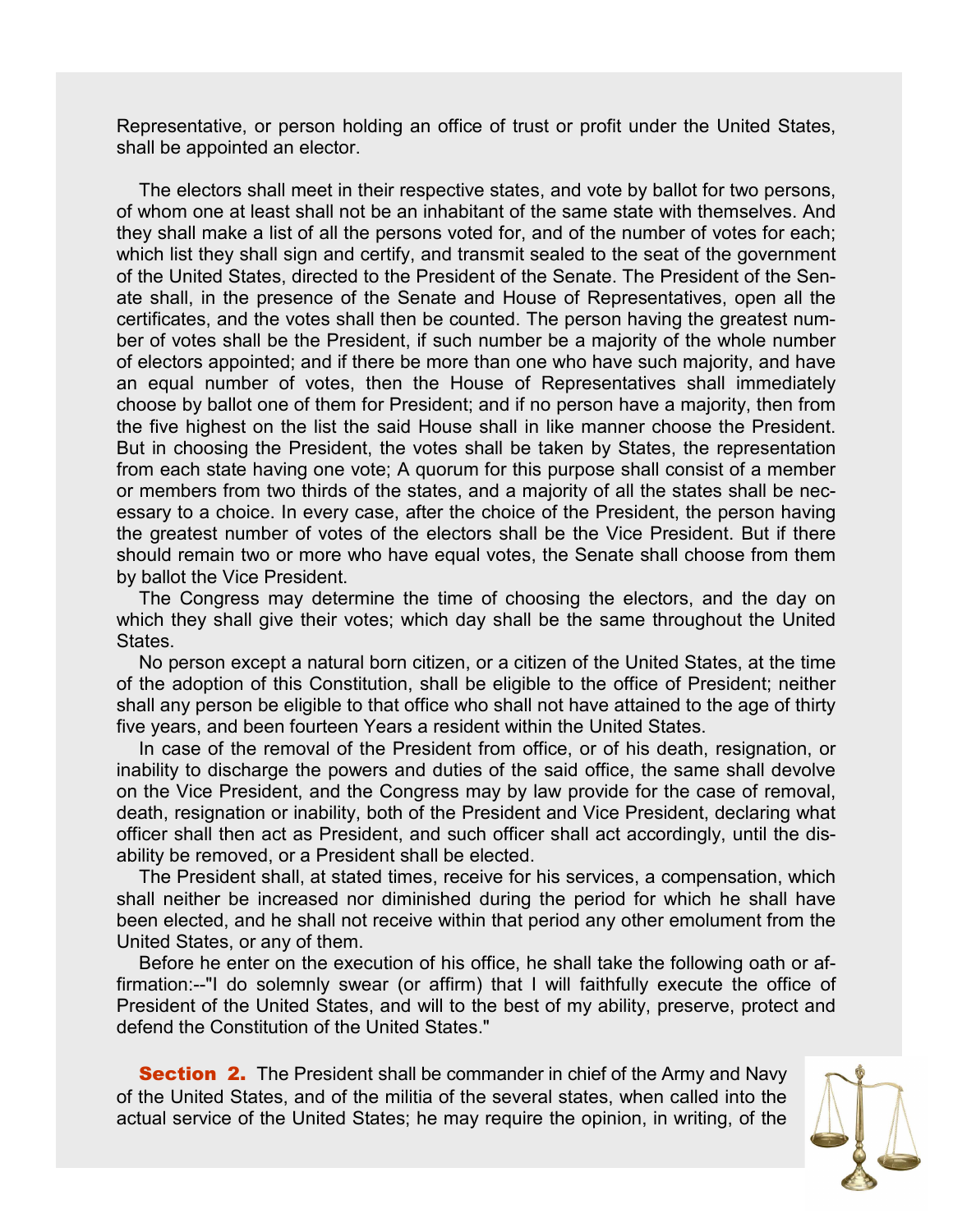Representative, or person holding an office of trust or profit under the United States, shall be appointed an elector.

The electors shall meet in their respective states, and vote by ballot for two persons, of whom one at least shall not be an inhabitant of the same state with themselves. And they shall make a list of all the persons voted for, and of the number of votes for each; which list they shall sign and certify, and transmit sealed to the seat of the government of the United States, directed to the President of the Senate. The President of the Senate shall, in the presence of the Senate and House of Representatives, open all the certificates, and the votes shall then be counted. The person having the greatest number of votes shall be the President, if such number be a majority of the whole number of electors appointed; and if there be more than one who have such majority, and have an equal number of votes, then the House of Representatives shall immediately choose by ballot one of them for President; and if no person have a majority, then from the five highest on the list the said House shall in like manner choose the President. But in choosing the President, the votes shall be taken by States, the representation from each state having one vote; A quorum for this purpose shall consist of a member or members from two thirds of the states, and a majority of all the states shall be necessary to a choice. In every case, after the choice of the President, the person having the greatest number of votes of the electors shall be the Vice President. But if there should remain two or more who have equal votes, the Senate shall choose from them by ballot the Vice President.

The Congress may determine the time of choosing the electors, and the day on which they shall give their votes; which day shall be the same throughout the United States.

No person except a natural born citizen, or a citizen of the United States, at the time of the adoption of this Constitution, shall be eligible to the office of President; neither shall any person be eligible to that office who shall not have attained to the age of thirty five years, and been fourteen Years a resident within the United States.

In case of the removal of the President from office, or of his death, resignation, or inability to discharge the powers and duties of the said office, the same shall devolve on the Vice President, and the Congress may by law provide for the case of removal, death, resignation or inability, both of the President and Vice President, declaring what officer shall then act as President, and such officer shall act accordingly, until the disability be removed, or a President shall be elected.

The President shall, at stated times, receive for his services, a compensation, which shall neither be increased nor diminished during the period for which he shall have been elected, and he shall not receive within that period any other emolument from the United States, or any of them.

Before he enter on the execution of his office, he shall take the following oath or affirmation:--"I do solemnly swear (or affirm) that I will faithfully execute the office of President of the United States, and will to the best of my ability, preserve, protect and defend the Constitution of the United States."

**Section 2.** The President shall be commander in chief of the Army and Navy of the United States, and of the militia of the several states, when called into the actual service of the United States; he may require the opinion, in writing, of the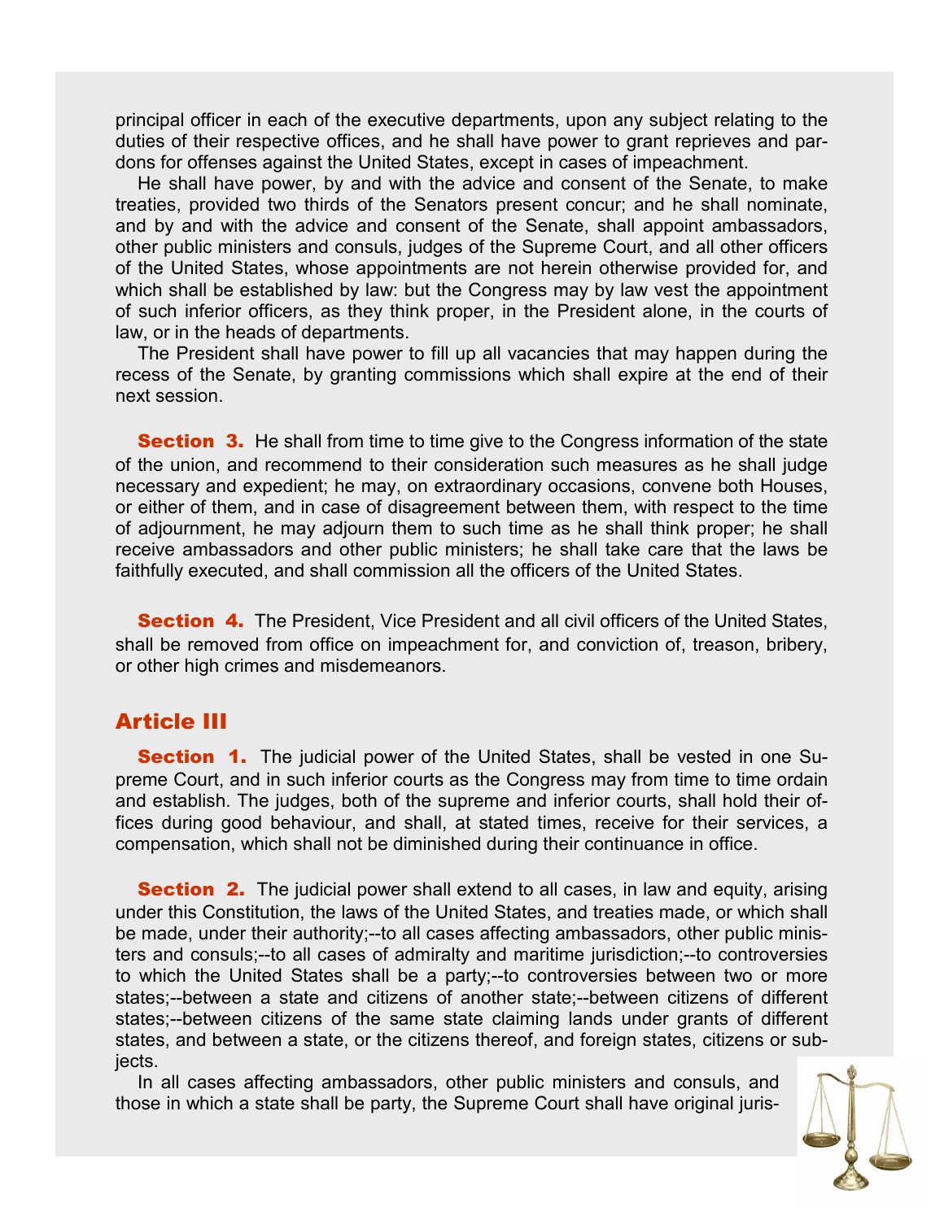principal officer in each of the executive departments, upon any subject relating to the duties of their respective offices, and he shall have power to grant reprieves and pardons for offenses against the United States, except in cases of impeachment.

He shall have power, by and with the advice and consent of the Senate, to make treaties, provided two thirds of the Senators present concur; and he shall nominate, and by and with the advice and consent of the Senate, shall appoint ambassadors, other public ministers and consuls, judges of the Supreme Court, and all other officers of the United States, whose appointments are not herein otherwise provided for, and which shall be established by law: but the Congress may by law vest the appointment of such inferior officers, as they think proper, in the President alone, in the courts of law, or in the heads of departments.

The President shall have power to fill up all vacancies that may happen during the recess of the Senate, by granting commissions which shall expire at the end of their next session.

**Section 3.** He shall from time to time give to the Congress information of the state of the union, and recommend to their consideration such measures as he shall judge necessary and expedient; he may, on extraordinary occasions, convene both Houses, or either of them, and in case of disagreement between them, with respect to the time of adjournment, he may adjourn them to such time as he shall think proper; he shall receive ambassadors and other public ministers; he shall take care that the laws be faithfully executed, and shall commission all the officers of the United States.

**Section 4.** The President, Vice President and all civil officers of the United States, shall be removed from office on impeachment for, and conviction of, treason, bribery, or other high crimes and misdemeanors.

## Article III

**Section 1.** The judicial power of the United States, shall be vested in one Supreme Court, and in such inferior courts as the Congress may from time to time ordain and establish. The judges, both of the supreme and inferior courts, shall hold their offices during good behaviour, and shall, at stated times, receive for their services, a compensation, which shall not be diminished during their continuance in office.

**Section 2.** The judicial power shall extend to all cases, in law and equity, arising under this Constitution, the laws of the United States, and treaties made, or which shall be made, under their authority;--to all cases affecting ambassadors, other public ministers and consuls;--to all cases of admiralty and maritime jurisdiction;--to controversies to which the United States shall be a party;--to controversies between two or more states;--between a state and citizens of another state;--between citizens of different states;--between citizens of the same state claiming lands under grants of different states, and between a state, or the citizens thereof, and foreign states, citizens or subjects.

In all cases affecting ambassadors, other public ministers and consuls, and those in which a state shall be party, the Supreme Court shall have original juris-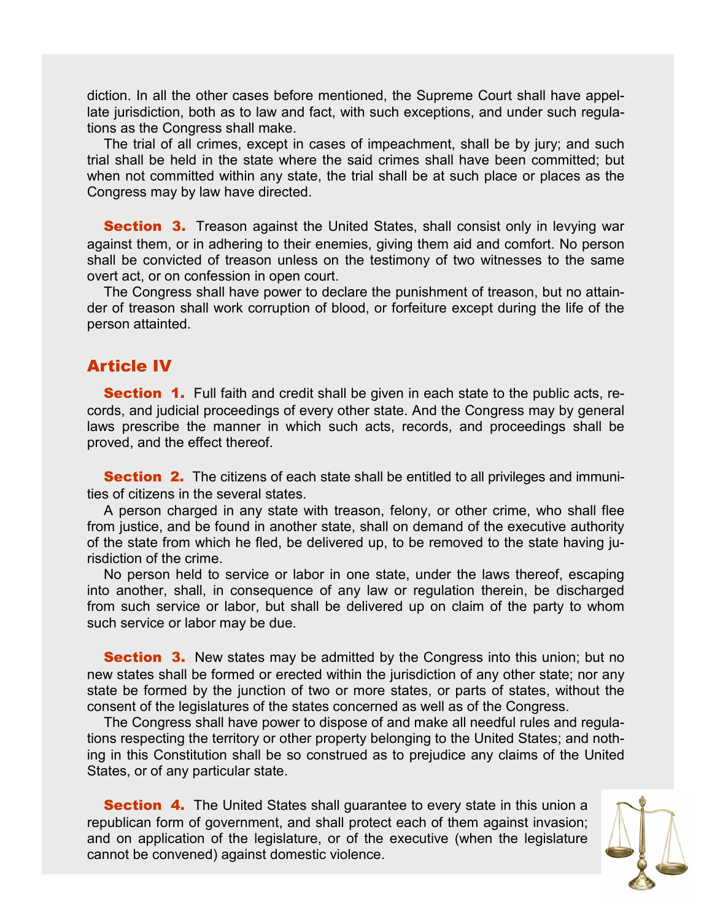diction. In all the other cases before mentioned, the Supreme Court shall have appellate jurisdiction, both as to law and fact, with such exceptions, and under such regulations as the Congress shall make.

The trial of all crimes, except in cases of impeachment, shall be by jury; and such trial shall be held in the state where the said crimes shall have been committed; but when not committed within any state, the trial shall be at such place or places as the Congress may by law have directed.

**Section 3.** Treason against the United States, shall consist only in levying war against them, or in adhering to their enemies, giving them aid and comfort. No person shall be convicted of treason unless on the testimony of two witnesses to the same overt act, or on confession in open court.

The Congress shall have power to declare the punishment of treason, but no attainder of treason shall work corruption of blood, or forfeiture except during the life of the person attainted.

## Article IV

**Section 1.** Full faith and credit shall be given in each state to the public acts, records, and judicial proceedings of every other state. And the Congress may by general laws prescribe the manner in which such acts, records, and proceedings shall be proved, and the effect thereof.

**Section 2.** The citizens of each state shall be entitled to all privileges and immunities of citizens in the several states.

A person charged in any state with treason, felony, or other crime, who shall flee from justice, and be found in another state, shall on demand of the executive authority of the state from which he fled, be delivered up, to be removed to the state having jurisdiction of the crime.

No person held to service or labor in one state, under the laws thereof, escaping into another, shall, in consequence of any law or regulation therein, be discharged from such service or labor, but shall be delivered up on claim of the party to whom such service or labor may be due.

**Section 3.** New states may be admitted by the Congress into this union; but no new states shall be formed or erected within the jurisdiction of any other state; nor any state be formed by the junction of two or more states, or parts of states, without the consent of the legislatures of the states concerned as well as of the Congress.

The Congress shall have power to dispose of and make all needful rules and regulations respecting the territory or other property belonging to the United States; and nothing in this Constitution shall be so construed as to prejudice any claims of the United States, or of any particular state.

**Section 4.** The United States shall guarantee to every state in this union a republican form of government, and shall protect each of them against invasion; and on application of the legislature, or of the executive (when the legislature cannot be convened) against domestic violence.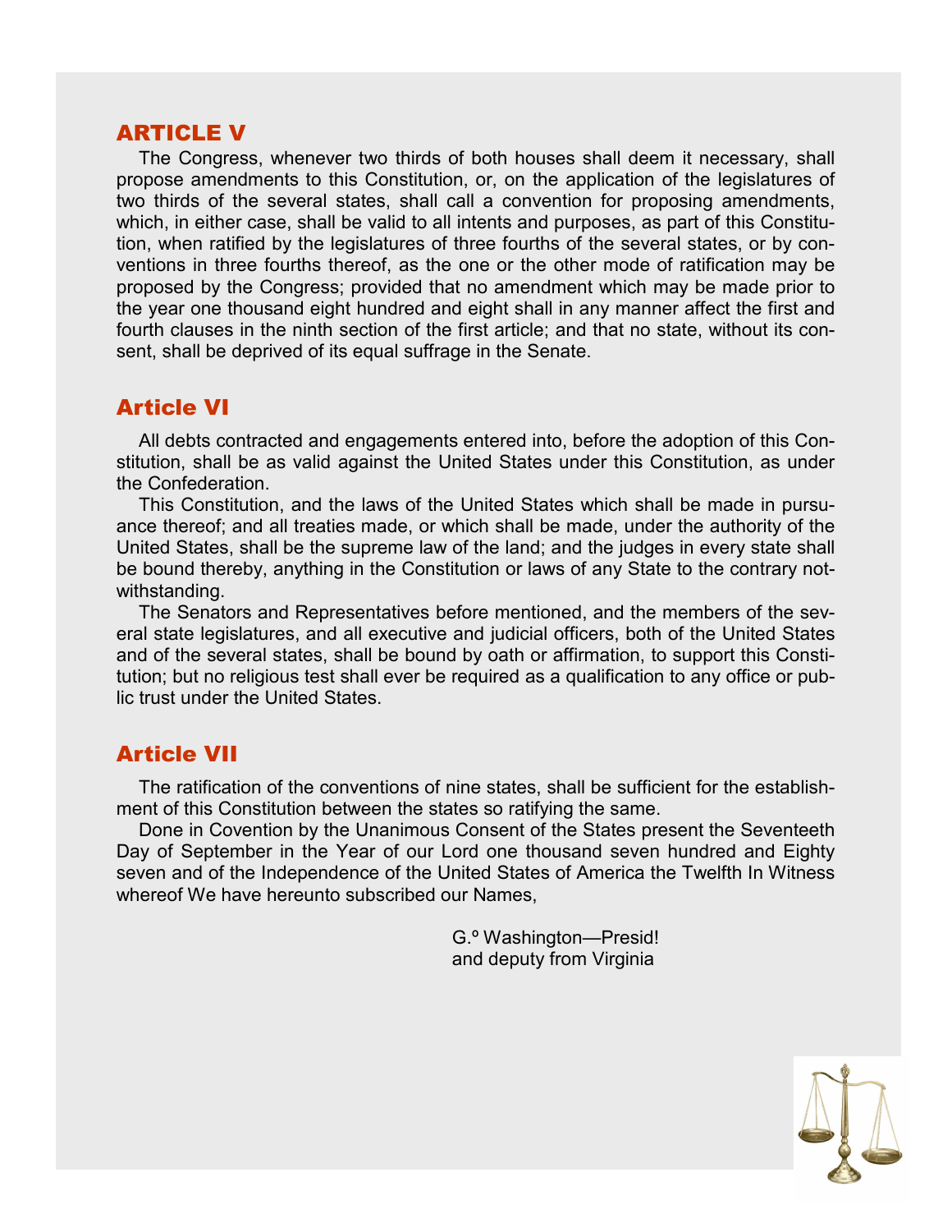## ARTICLE V

The Congress, whenever two thirds of both houses shall deem it necessary, shall propose amendments to this Constitution, or, on the application of the legislatures of two thirds of the several states, shall call a convention for proposing amendments, which, in either case, shall be valid to all intents and purposes, as part of this Constitution, when ratified by the legislatures of three fourths of the several states, or by conventions in three fourths thereof, as the one or the other mode of ratification may be proposed by the Congress; provided that no amendment which may be made prior to the year one thousand eight hundred and eight shall in any manner affect the first and fourth clauses in the ninth section of the first article; and that no state, without its consent, shall be deprived of its equal suffrage in the Senate.

## Article VI

All debts contracted and engagements entered into, before the adoption of this Constitution, shall be as valid against the United States under this Constitution, as under the Confederation.

This Constitution, and the laws of the United States which shall be made in pursuance thereof; and all treaties made, or which shall be made, under the authority of the United States, shall be the supreme law of the land; and the judges in every state shall be bound thereby, anything in the Constitution or laws of any State to the contrary notwithstanding.

The Senators and Representatives before mentioned, and the members of the several state legislatures, and all executive and judicial officers, both of the United States and of the several states, shall be bound by oath or affirmation, to support this Constitution; but no religious test shall ever be required as a qualification to any office or public trust under the United States.

## Article VII

The ratification of the conventions of nine states, shall be sufficient for the establishment of this Constitution between the states so ratifying the same.

Done in Covention by the Unanimous Consent of the States present the Seventeeth Day of September in the Year of our Lord one thousand seven hundred and Eighty seven and of the Independence of the United States of America the Twelfth In Witness whereof We have hereunto subscribed our Names,

G.º Washington—Presid!
and deputy from Virginia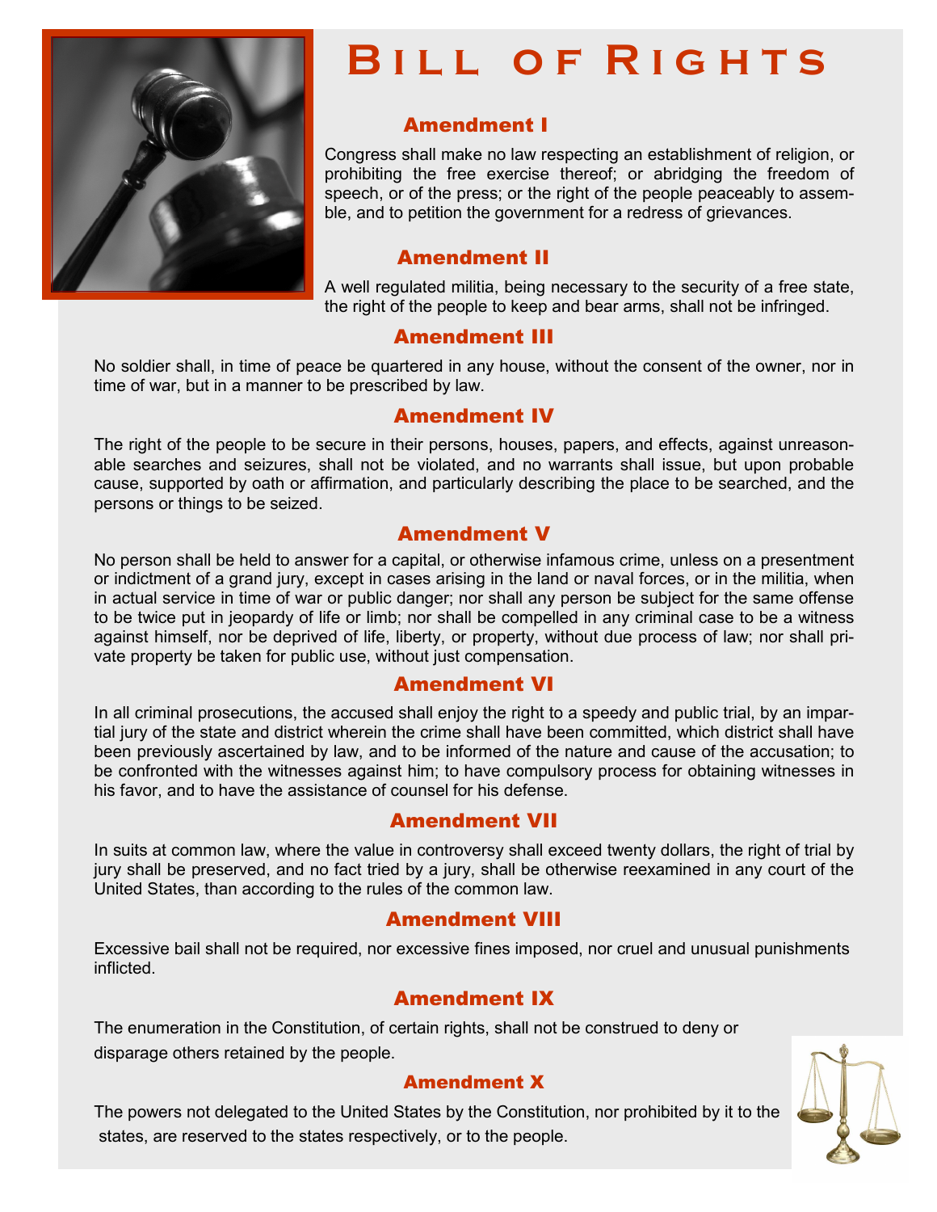# Bill of Rights

## Amendment I

Congress shall make no law respecting an establishment of religion, or prohibiting the free exercise thereof; or abridging the freedom of speech, or of the press; or the right of the people peaceably to assemble, and to petition the government for a redress of grievances.

## Amendment II

A well regulated militia, being necessary to the security of a free state, the right of the people to keep and bear arms, shall not be infringed.

## Amendment III

No soldier shall, in time of peace be quartered in any house, without the consent of the owner, nor in time of war, but in a manner to be prescribed by law.

## Amendment IV

The right of the people to be secure in their persons, houses, papers, and effects, against unreasonable searches and seizures, shall not be violated, and no warrants shall issue, but upon probable cause, supported by oath or affirmation, and particularly describing the place to be searched, and the persons or things to be seized.

## Amendment V

No person shall be held to answer for a capital, or otherwise infamous crime, unless on a presentment or indictment of a grand jury, except in cases arising in the land or naval forces, or in the militia, when in actual service in time of war or public danger; nor shall any person be subject for the same offense to be twice put in jeopardy of life or limb; nor shall be compelled in any criminal case to be a witness against himself, nor be deprived of life, liberty, or property, without due process of law; nor shall private property be taken for public use, without just compensation.

## Amendment VI

In all criminal prosecutions, the accused shall enjoy the right to a speedy and public trial, by an impartial jury of the state and district wherein the crime shall have been committed, which district shall have been previously ascertained by law, and to be informed of the nature and cause of the accusation; to be confronted with the witnesses against him; to have compulsory process for obtaining witnesses in his favor, and to have the assistance of counsel for his defense.

## Amendment VII

In suits at common law, where the value in controversy shall exceed twenty dollars, the right of trial by jury shall be preserved, and no fact tried by a jury, shall be otherwise reexamined in any court of the United States, than according to the rules of the common law.

## Amendment VIII

Excessive bail shall not be required, nor excessive fines imposed, nor cruel and unusual punishments inflicted.

## Amendment IX

The enumeration in the Constitution, of certain rights, shall not be construed to deny or disparage others retained by the people.

## Amendment X

The powers not delegated to the United States by the Constitution, nor prohibited by it to the states, are reserved to the states respectively, or to the people.